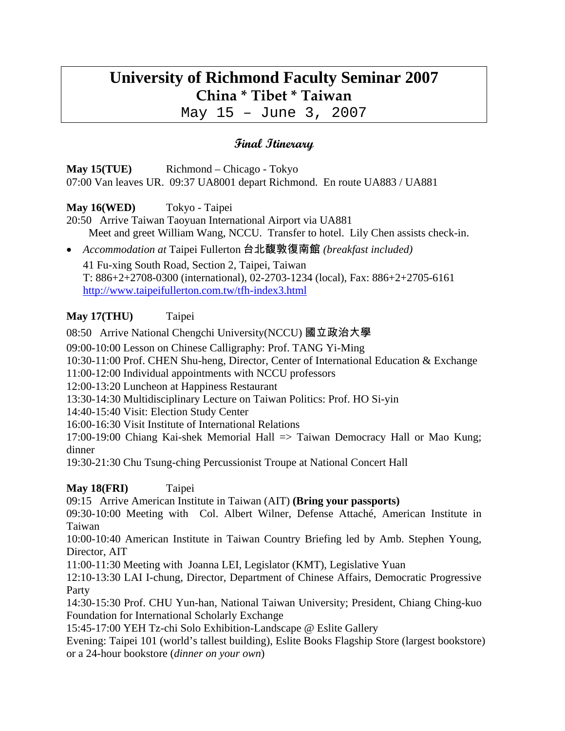# University of Richmond Faculty Seminar 2007
## China * Tibet * Taiwan
May 15 – June 3, 2007

### Final Itinerary

**May 15(TUE)** Richmond – Chicago - Tokyo
07:00 Van leaves UR. 09:37 UA8001 depart Richmond. En route UA883 / UA881

**May 16(WED)** Tokyo - Taipei
20:50 Arrive Taiwan Taoyuan International Airport via UA881
Meet and greet William Wang, NCCU. Transfer to hotel. Lily Chen assists check-in.

- *Accommodation at* Taipei Fullerton 台北馥敦復南館 *(breakfast included)*
  41 Fu-xing South Road, Section 2, Taipei, Taiwan
  T: 886+2+2708-0300 (international), 02-2703-1234 (local), Fax: 886+2+2705-6161
  http://www.taipeifullerton.com.tw/tfh-index3.html

**May 17(THU)** Taipei

08:50 Arrive National Chengchi University(NCCU) 國立政治大學
09:00-10:00 Lesson on Chinese Calligraphy: Prof. TANG Yi-Ming
10:30-11:00 Prof. CHEN Shu-heng, Director, Center of International Education & Exchange
11:00-12:00 Individual appointments with NCCU professors
12:00-13:20 Luncheon at Happiness Restaurant
13:30-14:30 Multidisciplinary Lecture on Taiwan Politics: Prof. HO Si-yin
14:40-15:40 Visit: Election Study Center
16:00-16:30 Visit Institute of International Relations
17:00-19:00 Chiang Kai-shek Memorial Hall => Taiwan Democracy Hall or Mao Kung; dinner
19:30-21:30 Chu Tsung-ching Percussionist Troupe at National Concert Hall

**May 18(FRI)** Taipei
09:15 Arrive American Institute in Taiwan (AIT) **(Bring your passports)**
09:30-10:00 Meeting with Col. Albert Wilner, Defense Attaché, American Institute in Taiwan
10:00-10:40 American Institute in Taiwan Country Briefing led by Amb. Stephen Young, Director, AIT
11:00-11:30 Meeting with Joanna LEI, Legislator (KMT), Legislative Yuan
12:10-13:30 LAI I-chung, Director, Department of Chinese Affairs, Democratic Progressive Party
14:30-15:30 Prof. CHU Yun-han, National Taiwan University; President, Chiang Ching-kuo Foundation for International Scholarly Exchange
15:45-17:00 YEH Tz-chi Solo Exhibition-Landscape @ Eslite Gallery
Evening: Taipei 101 (world's tallest building), Eslite Books Flagship Store (largest bookstore) or a 24-hour bookstore (*dinner on your own*)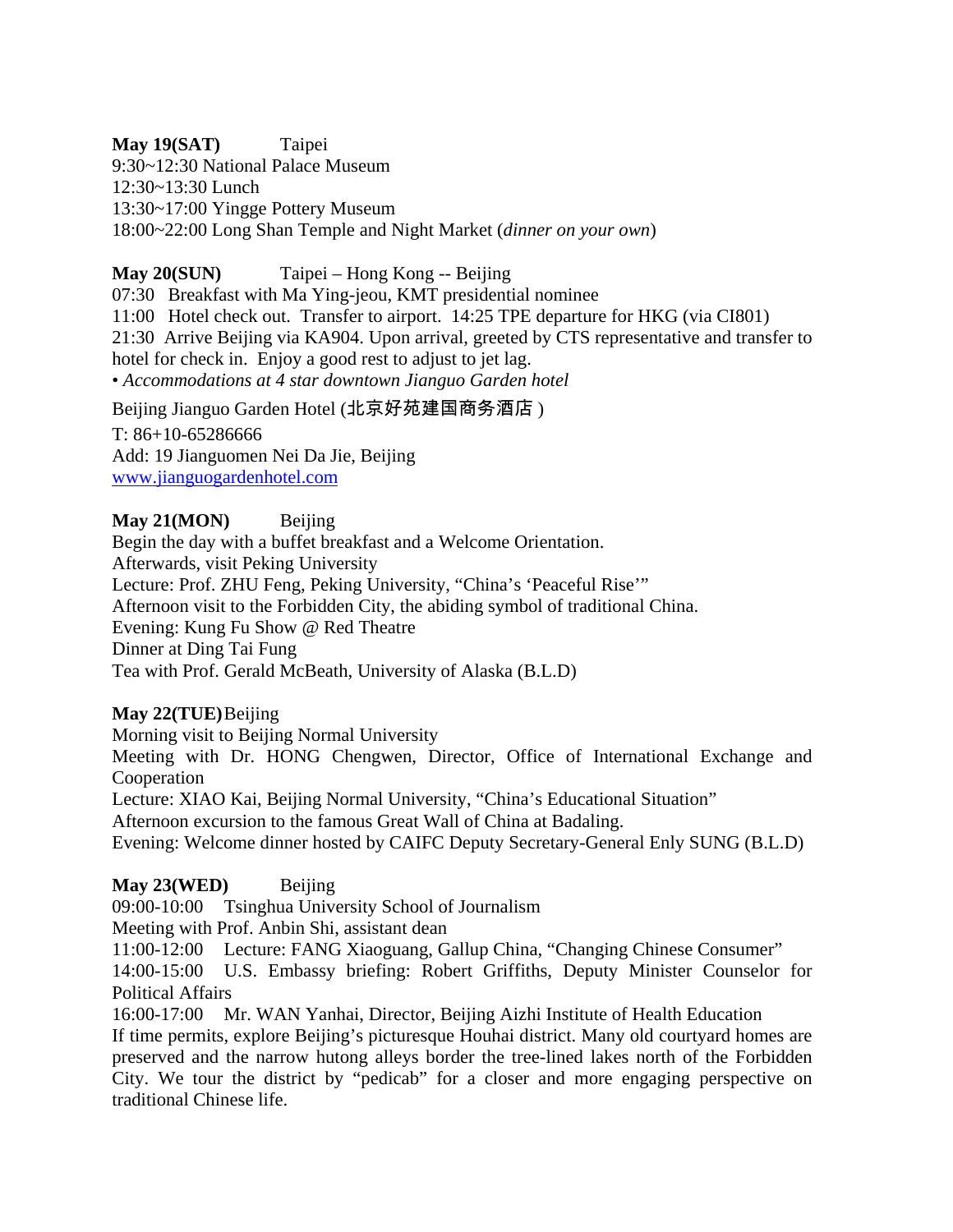**May 19(SAT)** Taipei
9:30~12:30 National Palace Museum
12:30~13:30 Lunch
13:30~17:00 Yingge Pottery Museum
18:00~22:00 Long Shan Temple and Night Market (*dinner on your own*)

**May 20(SUN)** Taipei – Hong Kong -- Beijing
07:30 Breakfast with Ma Ying-jeou, KMT presidential nominee
11:00 Hotel check out. Transfer to airport. 14:25 TPE departure for HKG (via CI801)
21:30 Arrive Beijing via KA904. Upon arrival, greeted by CTS representative and transfer to hotel for check in. Enjoy a good rest to adjust to jet lag.
• *Accommodations at 4 star downtown Jianguo Garden hotel*

Beijing Jianguo Garden Hotel (北京好苑建国商务酒店 )
T: 86+10-65286666
Add: 19 Jianguomen Nei Da Jie, Beijing
www.jianguogardenhotel.com

**May 21(MON)** Beijing
Begin the day with a buffet breakfast and a Welcome Orientation.
Afterwards, visit Peking University
Lecture: Prof. ZHU Feng, Peking University, "China's 'Peaceful Rise'"
Afternoon visit to the Forbidden City, the abiding symbol of traditional China.
Evening: Kung Fu Show @ Red Theatre
Dinner at Ding Tai Fung
Tea with Prof. Gerald McBeath, University of Alaska (B.L.D)

**May 22(TUE)** Beijing
Morning visit to Beijing Normal University
Meeting with Dr. HONG Chengwen, Director, Office of International Exchange and Cooperation
Lecture: XIAO Kai, Beijing Normal University, "China's Educational Situation"
Afternoon excursion to the famous Great Wall of China at Badaling.
Evening: Welcome dinner hosted by CAIFC Deputy Secretary-General Enly SUNG (B.L.D)

**May 23(WED)** Beijing
09:00-10:00 Tsinghua University School of Journalism
Meeting with Prof. Anbin Shi, assistant dean
11:00-12:00 Lecture: FANG Xiaoguang, Gallup China, "Changing Chinese Consumer"
14:00-15:00 U.S. Embassy briefing: Robert Griffiths, Deputy Minister Counselor for Political Affairs
16:00-17:00 Mr. WAN Yanhai, Director, Beijing Aizhi Institute of Health Education
If time permits, explore Beijing's picturesque Houhai district. Many old courtyard homes are preserved and the narrow hutong alleys border the tree-lined lakes north of the Forbidden City. We tour the district by "pedicab" for a closer and more engaging perspective on traditional Chinese life.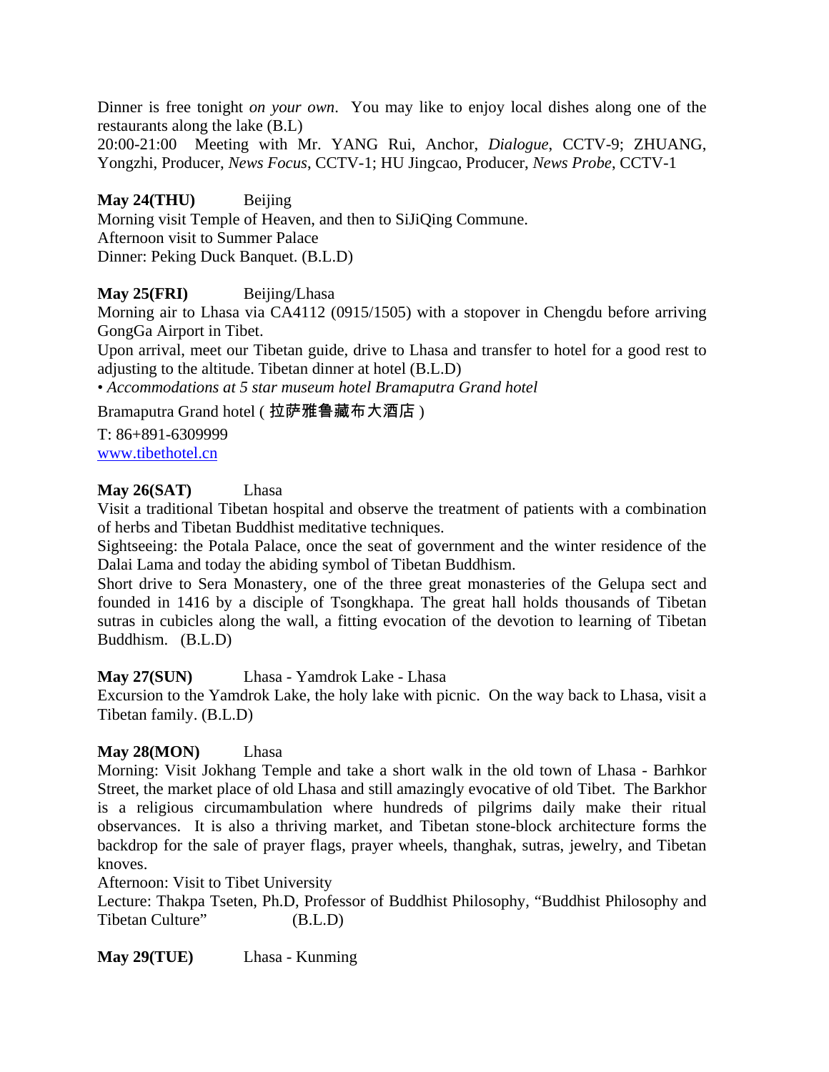Dinner is free tonight *on your own*. You may like to enjoy local dishes along one of the restaurants along the lake (B.L)

20:00-21:00 Meeting with Mr. YANG Rui, Anchor, *Dialogue*, CCTV-9; ZHUANG, Yongzhi, Producer, *News Focus*, CCTV-1; HU Jingcao, Producer, *News Probe*, CCTV-1

**May 24(THU)** Beijing

Morning visit Temple of Heaven, and then to SiJiQing Commune.

Afternoon visit to Summer Palace

Dinner: Peking Duck Banquet. (B.L.D)

**May 25(FRI)** Beijing/Lhasa

Morning air to Lhasa via CA4112 (0915/1505) with a stopover in Chengdu before arriving GongGa Airport in Tibet.

Upon arrival, meet our Tibetan guide, drive to Lhasa and transfer to hotel for a good rest to adjusting to the altitude. Tibetan dinner at hotel (B.L.D)

• *Accommodations at 5 star museum hotel Bramaputra Grand hotel*

Bramaputra Grand hotel (拉萨雅鲁藏布大酒店)

T: 86+891-6309999

www.tibethotel.cn

**May 26(SAT)** Lhasa

Visit a traditional Tibetan hospital and observe the treatment of patients with a combination of herbs and Tibetan Buddhist meditative techniques.

Sightseeing: the Potala Palace, once the seat of government and the winter residence of the Dalai Lama and today the abiding symbol of Tibetan Buddhism.

Short drive to Sera Monastery, one of the three great monasteries of the Gelupa sect and founded in 1416 by a disciple of Tsongkhapa. The great hall holds thousands of Tibetan sutras in cubicles along the wall, a fitting evocation of the devotion to learning of Tibetan Buddhism. (B.L.D)

**May 27(SUN)** Lhasa - Yamdrok Lake - Lhasa

Excursion to the Yamdrok Lake, the holy lake with picnic. On the way back to Lhasa, visit a Tibetan family. (B.L.D)

**May 28(MON)** Lhasa

Morning: Visit Jokhang Temple and take a short walk in the old town of Lhasa - Barhkor Street, the market place of old Lhasa and still amazingly evocative of old Tibet. The Barkhor is a religious circumambulation where hundreds of pilgrims daily make their ritual observances. It is also a thriving market, and Tibetan stone-block architecture forms the backdrop for the sale of prayer flags, prayer wheels, thanghak, sutras, jewelry, and Tibetan knoves.

Afternoon: Visit to Tibet University

Lecture: Thakpa Tseten, Ph.D, Professor of Buddhist Philosophy, "Buddhist Philosophy and Tibetan Culture" (B.L.D)

**May 29(TUE)** Lhasa - Kunming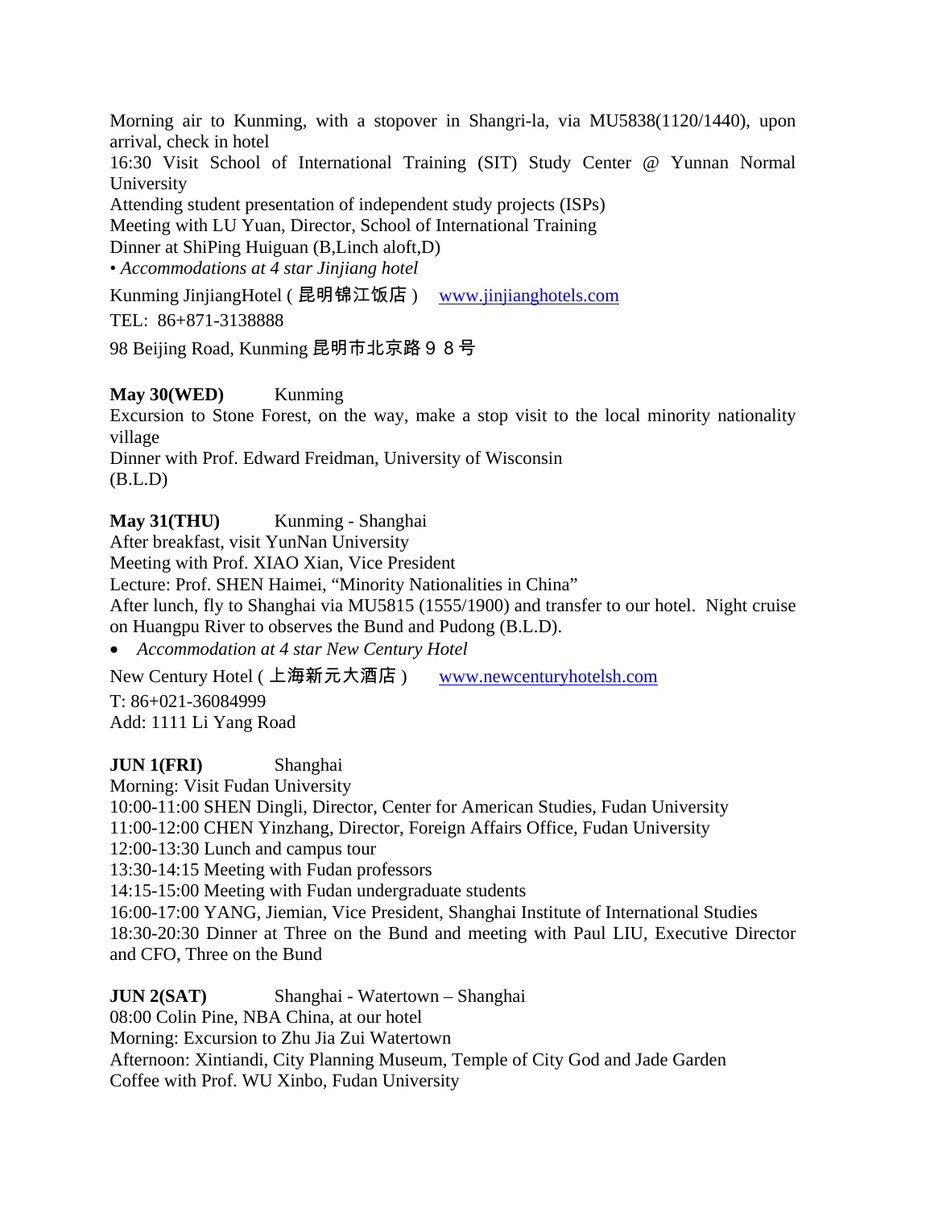Morning air to Kunming, with a stopover in Shangri-la, via MU5838(1120/1440), upon arrival, check in hotel

16:30 Visit School of International Training (SIT) Study Center @ Yunnan Normal University

Attending student presentation of independent study projects (ISPs)

Meeting with LU Yuan, Director, School of International Training

Dinner at ShiPing Huiguan (B,Linch aloft,D)

• *Accommodations at 4 star Jinjiang hotel*

Kunming JinjiangHotel ( 昆明锦江饭店 )   www.jinjianghotels.com

TEL:  86+871-3138888

98 Beijing Road, Kunming 昆明市北京路９８号

**May 30(WED)**   Kunming

Excursion to Stone Forest, on the way, make a stop visit to the local minority nationality village

Dinner with Prof. Edward Freidman, University of Wisconsin

(B.L.D)

**May 31(THU)**   Kunming - Shanghai

After breakfast, visit YunNan University

Meeting with Prof. XIAO Xian, Vice President

Lecture: Prof. SHEN Haimei, "Minority Nationalities in China"

After lunch, fly to Shanghai via MU5815 (1555/1900) and transfer to our hotel.  Night cruise on Huangpu River to observes the Bund and Pudong (B.L.D).

- *Accommodation at 4 star New Century Hotel*

New Century Hotel ( 上海新元大酒店 )   www.newcenturyhotelsh.com

T: 86+021-36084999

Add: 1111 Li Yang Road

**JUN 1(FRI)**   Shanghai

Morning: Visit Fudan University

10:00-11:00 SHEN Dingli, Director, Center for American Studies, Fudan University

11:00-12:00 CHEN Yinzhang, Director, Foreign Affairs Office, Fudan University

12:00-13:30 Lunch and campus tour

13:30-14:15 Meeting with Fudan professors

14:15-15:00 Meeting with Fudan undergraduate students

16:00-17:00 YANG, Jiemian, Vice President, Shanghai Institute of International Studies

18:30-20:30 Dinner at Three on the Bund and meeting with Paul LIU, Executive Director and CFO, Three on the Bund

**JUN 2(SAT)**   Shanghai - Watertown – Shanghai

08:00 Colin Pine, NBA China, at our hotel

Morning: Excursion to Zhu Jia Zui Watertown

Afternoon: Xintiandi, City Planning Museum, Temple of City God and Jade Garden

Coffee with Prof. WU Xinbo, Fudan University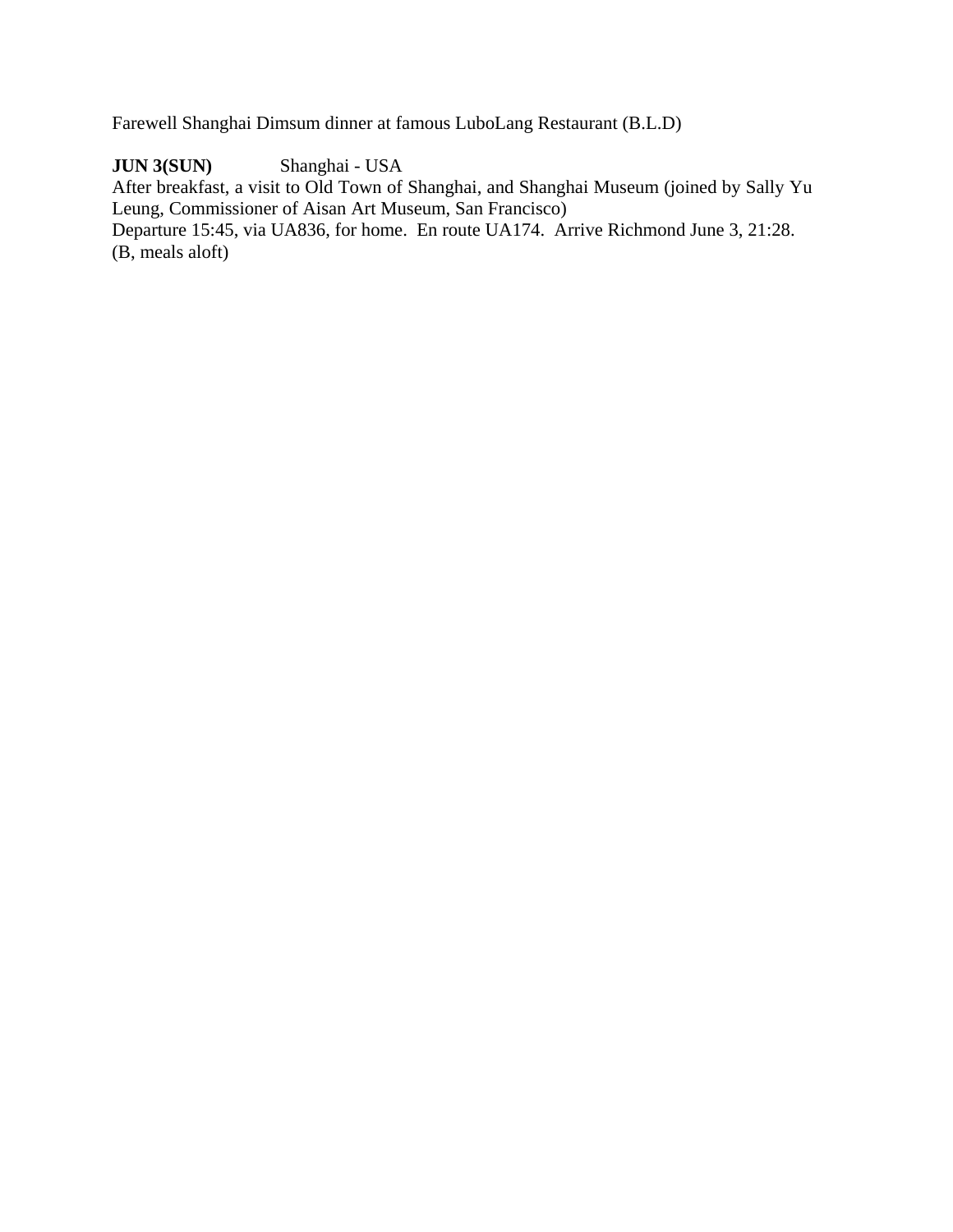Farewell Shanghai Dimsum dinner at famous LuboLang Restaurant (B.L.D)

**JUN 3(SUN)** Shanghai - USA

After breakfast, a visit to Old Town of Shanghai, and Shanghai Museum (joined by Sally Yu Leung, Commissioner of Aisan Art Museum, San Francisco)

Departure 15:45, via UA836, for home. En route UA174. Arrive Richmond June 3, 21:28. (B, meals aloft)